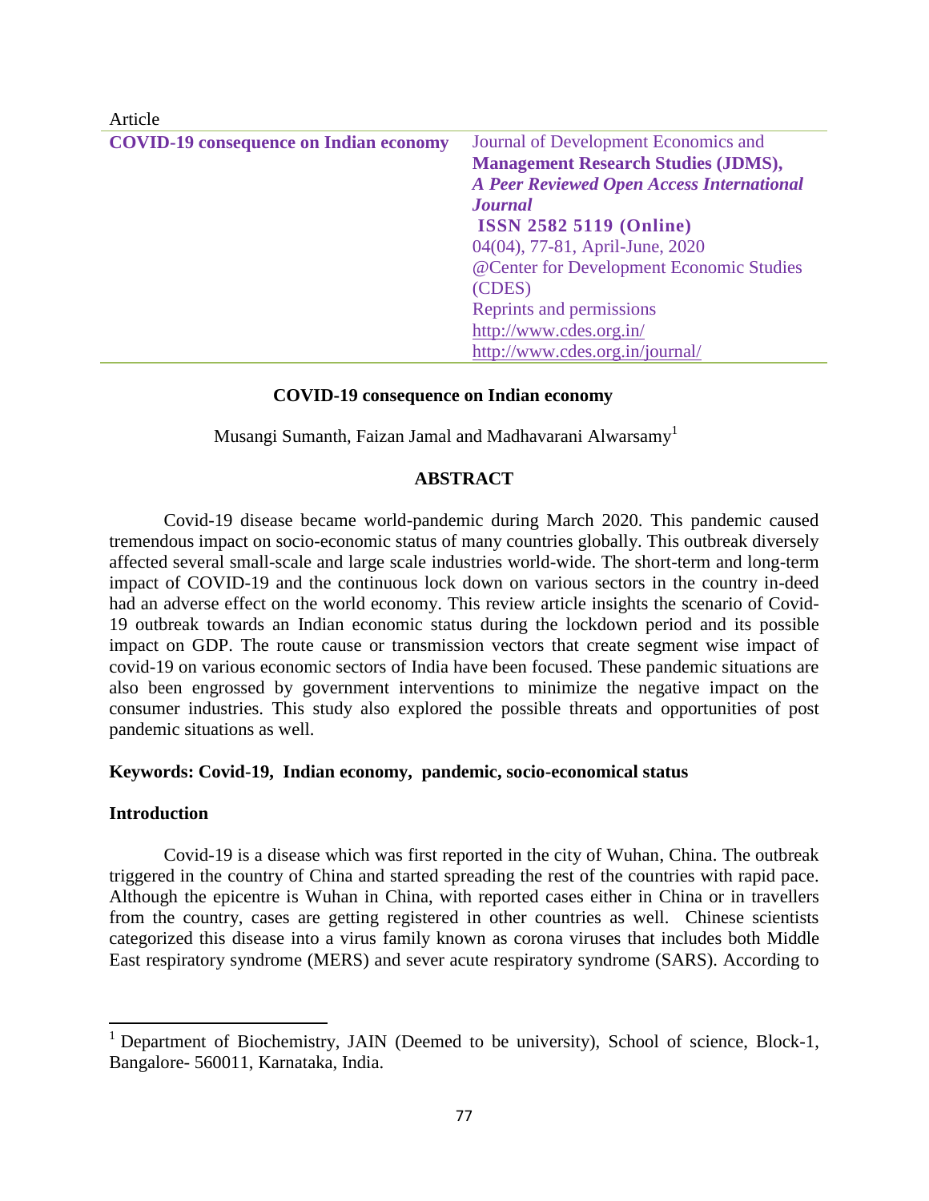Article

**COVID-19 consequence on Indian economy**

Journal of Development Economics and **Management Research Studies (JDMS),** ***A Peer Reviewed Open Access International Journal***
**ISSN 2582 5119 (Online)**
04(04), 77-81, April-June, 2020
@Center for Development Economic Studies (CDES)
Reprints and permissions
http://www.cdes.org.in/
http://www.cdes.org.in/journal/

# COVID-19 consequence on Indian economy

Musangi Sumanth, Faizan Jamal and Madhavarani Alwarsamy[1]

## ABSTRACT

Covid-19 disease became world-pandemic during March 2020. This pandemic caused tremendous impact on socio-economic status of many countries globally. This outbreak diversely affected several small-scale and large scale industries world-wide. The short-term and long-term impact of COVID-19 and the continuous lock down on various sectors in the country in-deed had an adverse effect on the world economy. This review article insights the scenario of Covid-19 outbreak towards an Indian economic status during the lockdown period and its possible impact on GDP. The route cause or transmission vectors that create segment wise impact of covid-19 on various economic sectors of India have been focused. These pandemic situations are also been engrossed by government interventions to minimize the negative impact on the consumer industries. This study also explored the possible threats and opportunities of post pandemic situations as well.

**Keywords: Covid-19, Indian economy, pandemic, socio-economical status**

## Introduction

Covid-19 is a disease which was first reported in the city of Wuhan, China. The outbreak triggered in the country of China and started spreading the rest of the countries with rapid pace. Although the epicentre is Wuhan in China, with reported cases either in China or in travellers from the country, cases are getting registered in other countries as well. Chinese scientists categorized this disease into a virus family known as corona viruses that includes both Middle East respiratory syndrome (MERS) and sever acute respiratory syndrome (SARS). According to

[1] Department of Biochemistry, JAIN (Deemed to be university), School of science, Block-1, Bangalore- 560011, Karnataka, India.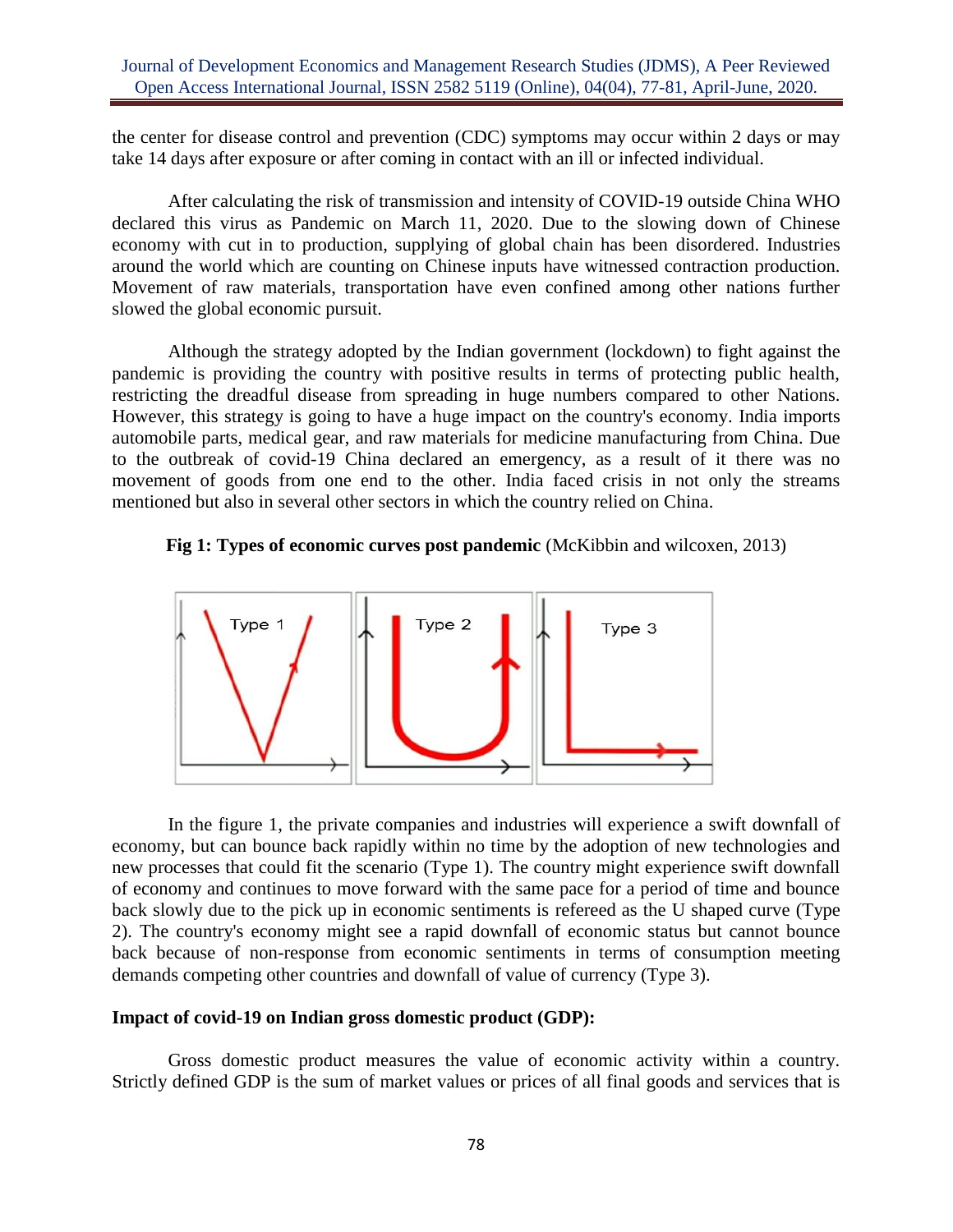the center for disease control and prevention (CDC) symptoms may occur within 2 days or may take 14 days after exposure or after coming in contact with an ill or infected individual.

After calculating the risk of transmission and intensity of COVID-19 outside China WHO declared this virus as Pandemic on March 11, 2020. Due to the slowing down of Chinese economy with cut in to production, supplying of global chain has been disordered. Industries around the world which are counting on Chinese inputs have witnessed contraction production. Movement of raw materials, transportation have even confined among other nations further slowed the global economic pursuit.

Although the strategy adopted by the Indian government (lockdown) to fight against the pandemic is providing the country with positive results in terms of protecting public health, restricting the dreadful disease from spreading in huge numbers compared to other Nations. However, this strategy is going to have a huge impact on the country's economy. India imports automobile parts, medical gear, and raw materials for medicine manufacturing from China. Due to the outbreak of covid-19 China declared an emergency, as a result of it there was no movement of goods from one end to the other. India faced crisis in not only the streams mentioned but also in several other sectors in which the country relied on China.

**Fig 1: Types of economic curves post pandemic** (McKibbin and wilcoxen, 2013)

In the figure 1, the private companies and industries will experience a swift downfall of economy, but can bounce back rapidly within no time by the adoption of new technologies and new processes that could fit the scenario (Type 1). The country might experience swift downfall of economy and continues to move forward with the same pace for a period of time and bounce back slowly due to the pick up in economic sentiments is refereed as the U shaped curve (Type 2). The country's economy might see a rapid downfall of economic status but cannot bounce back because of non-response from economic sentiments in terms of consumption meeting demands competing other countries and downfall of value of currency (Type 3).

**Impact of covid-19 on Indian gross domestic product (GDP):**

Gross domestic product measures the value of economic activity within a country. Strictly defined GDP is the sum of market values or prices of all final goods and services that is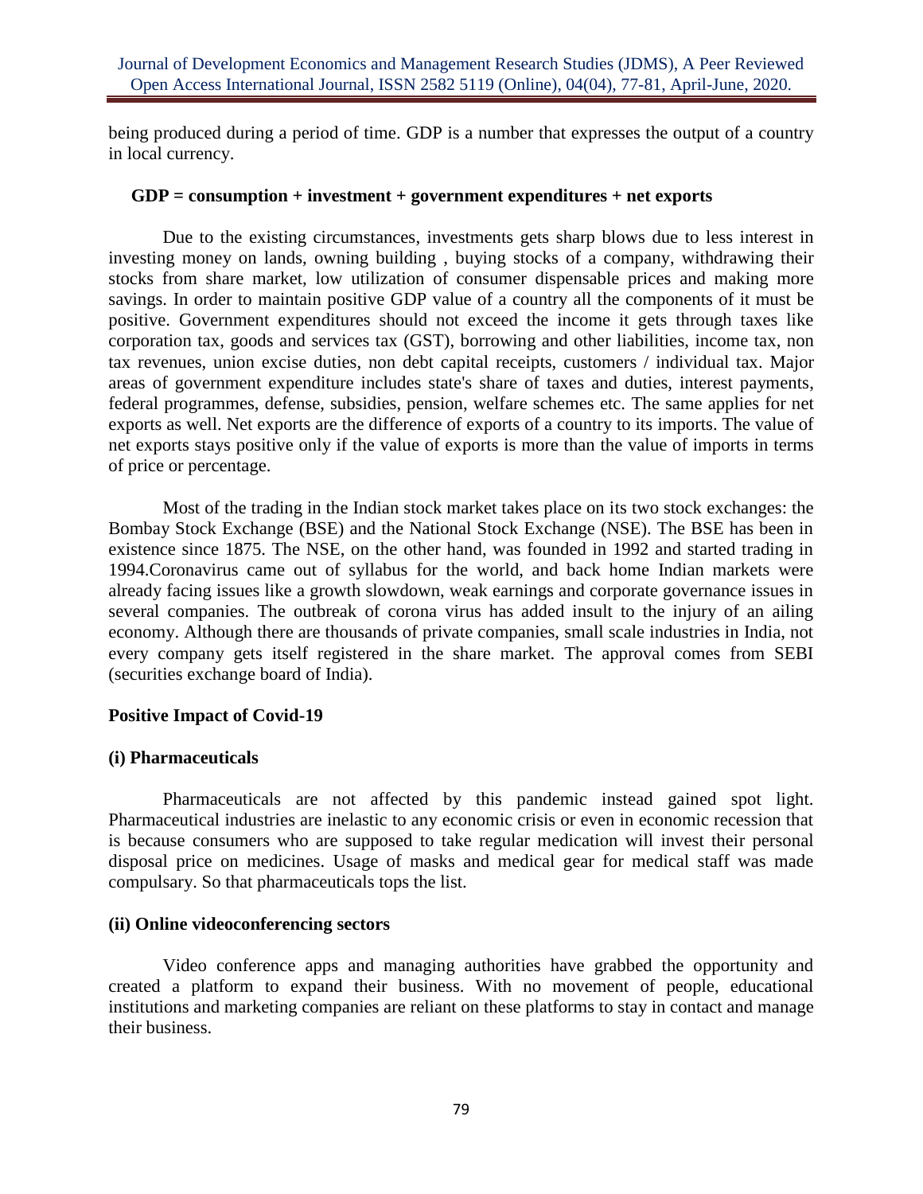being produced during a period of time. GDP is a number that expresses the output of a country in local currency.

**GDP = consumption + investment + government expenditures + net exports**

Due to the existing circumstances, investments gets sharp blows due to less interest in investing money on lands, owning building , buying stocks of a company, withdrawing their stocks from share market, low utilization of consumer dispensable prices and making more savings. In order to maintain positive GDP value of a country all the components of it must be positive. Government expenditures should not exceed the income it gets through taxes like corporation tax, goods and services tax (GST), borrowing and other liabilities, income tax, non tax revenues, union excise duties, non debt capital receipts, customers / individual tax. Major areas of government expenditure includes state's share of taxes and duties, interest payments, federal programmes, defense, subsidies, pension, welfare schemes etc. The same applies for net exports as well. Net exports are the difference of exports of a country to its imports. The value of net exports stays positive only if the value of exports is more than the value of imports in terms of price or percentage.

Most of the trading in the Indian stock market takes place on its two stock exchanges: the Bombay Stock Exchange (BSE) and the National Stock Exchange (NSE). The BSE has been in existence since 1875. The NSE, on the other hand, was founded in 1992 and started trading in 1994.Coronavirus came out of syllabus for the world, and back home Indian markets were already facing issues like a growth slowdown, weak earnings and corporate governance issues in several companies. The outbreak of corona virus has added insult to the injury of an ailing economy. Although there are thousands of private companies, small scale industries in India, not every company gets itself registered in the share market. The approval comes from SEBI (securities exchange board of India).

**Positive Impact of Covid-19**

**(i) Pharmaceuticals**

Pharmaceuticals are not affected by this pandemic instead gained spot light. Pharmaceutical industries are inelastic to any economic crisis or even in economic recession that is because consumers who are supposed to take regular medication will invest their personal disposal price on medicines. Usage of masks and medical gear for medical staff was made compulsary. So that pharmaceuticals tops the list.

**(ii) Online videoconferencing sectors**

Video conference apps and managing authorities have grabbed the opportunity and created a platform to expand their business. With no movement of people, educational institutions and marketing companies are reliant on these platforms to stay in contact and manage their business.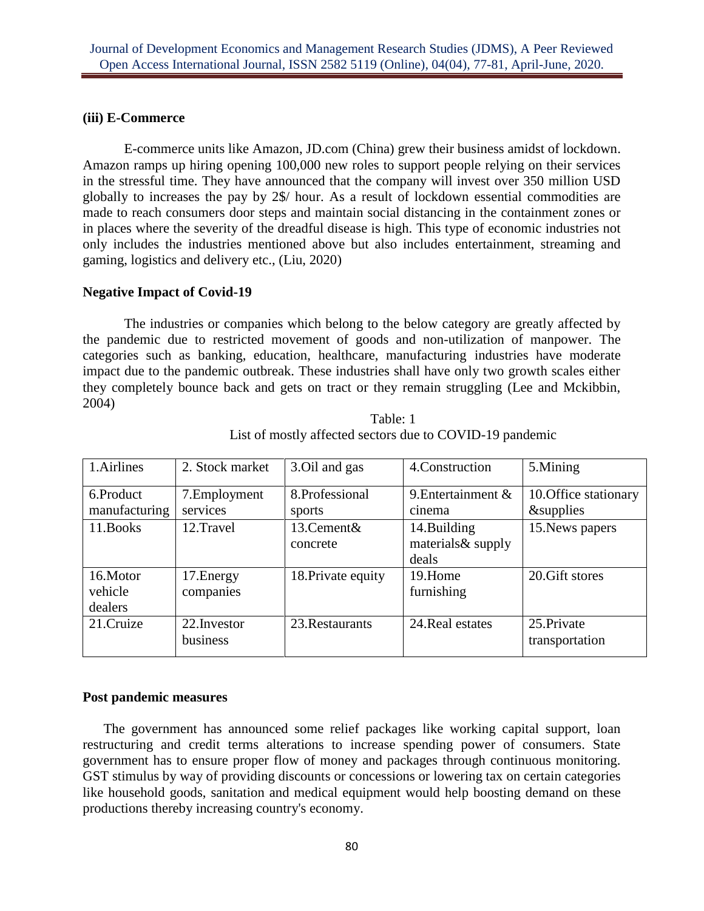### (iii) E-Commerce

E-commerce units like Amazon, JD.com (China) grew their business amidst of lockdown. Amazon ramps up hiring opening 100,000 new roles to support people relying on their services in the stressful time. They have announced that the company will invest over 350 million USD globally to increases the pay by 2$/ hour. As a result of lockdown essential commodities are made to reach consumers door steps and maintain social distancing in the containment zones or in places where the severity of the dreadful disease is high. This type of economic industries not only includes the industries mentioned above but also includes entertainment, streaming and gaming, logistics and delivery etc., (Liu, 2020)

### Negative Impact of Covid-19

The industries or companies which belong to the below category are greatly affected by the pandemic due to restricted movement of goods and non-utilization of manpower. The categories such as banking, education, healthcare, manufacturing industries have moderate impact due to the pandemic outbreak. These industries shall have only two growth scales either they completely bounce back and gets on tract or they remain struggling (Lee and Mckibbin, 2004)

Table: 1
List of mostly affected sectors due to COVID-19 pandemic

| | | | | |
|---|---|---|---|---|
| 1.Airlines | 2. Stock market | 3.Oil and gas | 4.Construction | 5.Mining |
| 6.Product manufacturing | 7.Employment services | 8.Professional sports | 9.Entertainment & cinema | 10.Office stationary &supplies |
| 11.Books | 12.Travel | 13.Cement& concrete | 14.Building materials& supply deals | 15.News papers |
| 16.Motor vehicle dealers | 17.Energy companies | 18.Private equity | 19.Home furnishing | 20.Gift stores |
| 21.Cruize | 22.Investor business | 23.Restaurants | 24.Real estates | 25.Private transportation |

### Post pandemic measures

The government has announced some relief packages like working capital support, loan restructuring and credit terms alterations to increase spending power of consumers. State government has to ensure proper flow of money and packages through continuous monitoring. GST stimulus by way of providing discounts or concessions or lowering tax on certain categories like household goods, sanitation and medical equipment would help boosting demand on these productions thereby increasing country's economy.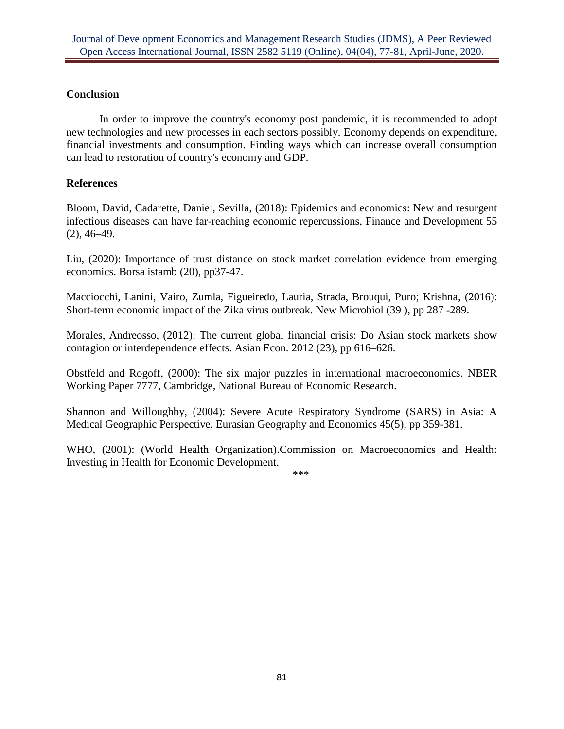## Conclusion

In order to improve the country's economy post pandemic, it is recommended to adopt new technologies and new processes in each sectors possibly. Economy depends on expenditure, financial investments and consumption. Finding ways which can increase overall consumption can lead to restoration of country's economy and GDP.

## References

Bloom, David, Cadarette, Daniel, Sevilla, (2018): Epidemics and economics: New and resurgent infectious diseases can have far-reaching economic repercussions, Finance and Development 55 (2), 46–49.

Liu, (2020): Importance of trust distance on stock market correlation evidence from emerging economics. Borsa istamb (20), pp37-47.

Macciocchi, Lanini, Vairo, Zumla, Figueiredo, Lauria, Strada, Brouqui, Puro; Krishna, (2016): Short-term economic impact of the Zika virus outbreak. New Microbiol (39 ), pp 287 -289.

Morales, Andreosso, (2012): The current global financial crisis: Do Asian stock markets show contagion or interdependence effects. Asian Econ. 2012 (23), pp 616–626.

Obstfeld and Rogoff, (2000): The six major puzzles in international macroeconomics. NBER Working Paper 7777, Cambridge, National Bureau of Economic Research.

Shannon and Willoughby, (2004): Severe Acute Respiratory Syndrome (SARS) in Asia: A Medical Geographic Perspective. Eurasian Geography and Economics 45(5), pp 359-381.

WHO, (2001): (World Health Organization).Commission on Macroeconomics and Health: Investing in Health for Economic Development.

***